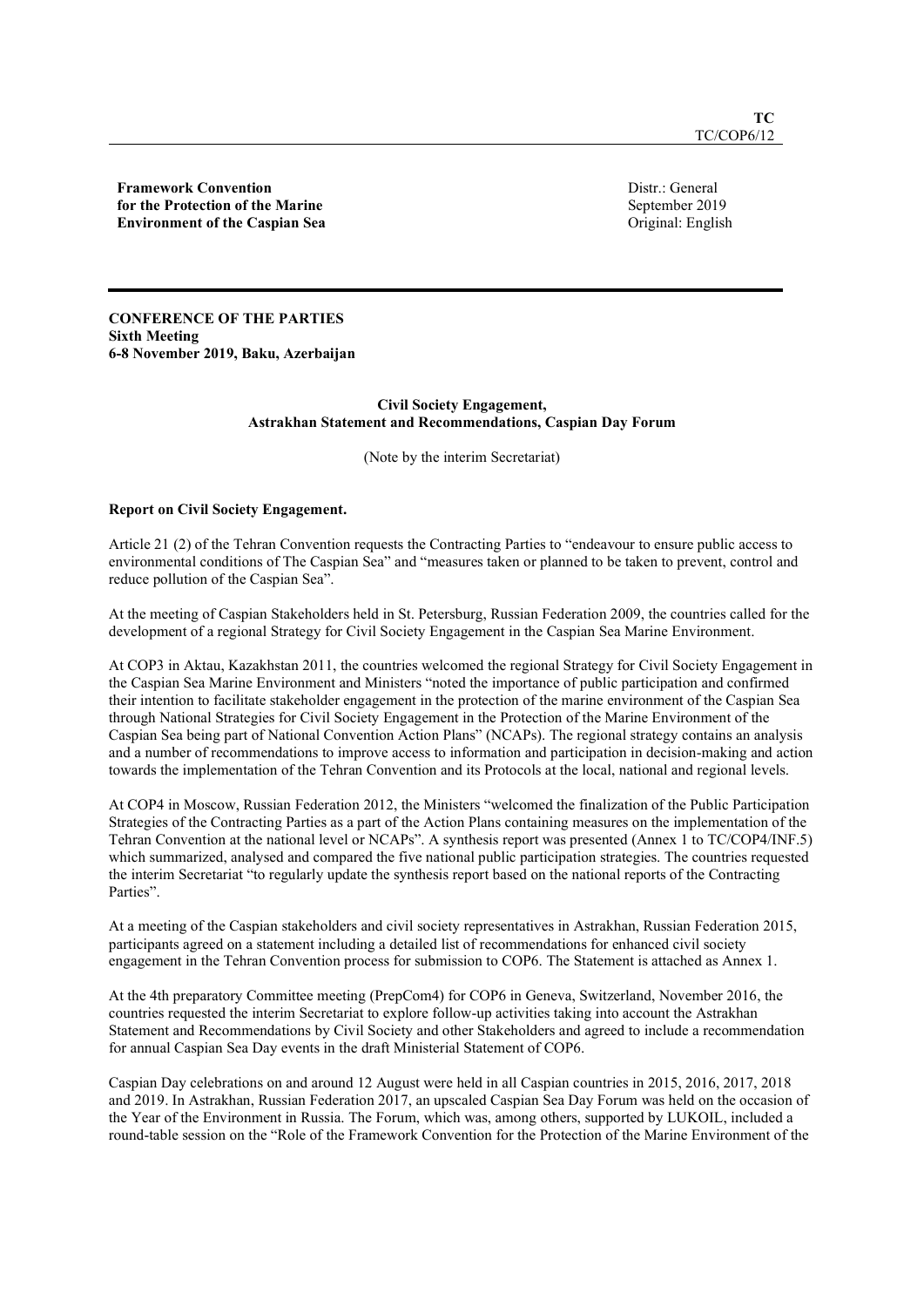TC
TC/COP6/12

**Framework Convention for the Protection of the Marine Environment of the Caspian Sea**

Distr.: General
September 2019
Original: English

**CONFERENCE OF THE PARTIES**
**Sixth Meeting**
**6-8 November 2019, Baku, Azerbaijan**

## Civil Society Engagement, Astrakhan Statement and Recommendations, Caspian Day Forum

(Note by the interim Secretariat)

### Report on Civil Society Engagement.

Article 21 (2) of the Tehran Convention requests the Contracting Parties to "endeavour to ensure public access to environmental conditions of The Caspian Sea" and "measures taken or planned to be taken to prevent, control and reduce pollution of the Caspian Sea".

At the meeting of Caspian Stakeholders held in St. Petersburg, Russian Federation 2009, the countries called for the development of a regional Strategy for Civil Society Engagement in the Caspian Sea Marine Environment.

At COP3 in Aktau, Kazakhstan 2011, the countries welcomed the regional Strategy for Civil Society Engagement in the Caspian Sea Marine Environment and Ministers "noted the importance of public participation and confirmed their intention to facilitate stakeholder engagement in the protection of the marine environment of the Caspian Sea through National Strategies for Civil Society Engagement in the Protection of the Marine Environment of the Caspian Sea being part of National Convention Action Plans" (NCAPs). The regional strategy contains an analysis and a number of recommendations to improve access to information and participation in decision-making and action towards the implementation of the Tehran Convention and its Protocols at the local, national and regional levels.

At COP4 in Moscow, Russian Federation 2012, the Ministers "welcomed the finalization of the Public Participation Strategies of the Contracting Parties as a part of the Action Plans containing measures on the implementation of the Tehran Convention at the national level or NCAPs". A synthesis report was presented (Annex 1 to TC/COP4/INF.5) which summarized, analysed and compared the five national public participation strategies. The countries requested the interim Secretariat "to regularly update the synthesis report based on the national reports of the Contracting Parties".

At a meeting of the Caspian stakeholders and civil society representatives in Astrakhan, Russian Federation 2015, participants agreed on a statement including a detailed list of recommendations for enhanced civil society engagement in the Tehran Convention process for submission to COP6. The Statement is attached as Annex 1.

At the 4th preparatory Committee meeting (PrepCom4) for COP6 in Geneva, Switzerland, November 2016, the countries requested the interim Secretariat to explore follow-up activities taking into account the Astrakhan Statement and Recommendations by Civil Society and other Stakeholders and agreed to include a recommendation for annual Caspian Sea Day events in the draft Ministerial Statement of COP6.

Caspian Day celebrations on and around 12 August were held in all Caspian countries in 2015, 2016, 2017, 2018 and 2019. In Astrakhan, Russian Federation 2017, an upscaled Caspian Sea Day Forum was held on the occasion of the Year of the Environment in Russia. The Forum, which was, among others, supported by LUKOIL, included a round-table session on the "Role of the Framework Convention for the Protection of the Marine Environment of the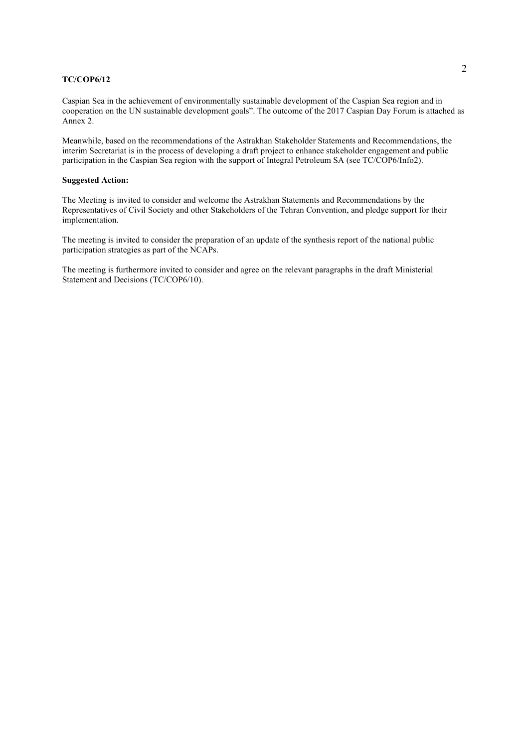Caspian Sea in the achievement of environmentally sustainable development of the Caspian Sea region and in cooperation on the UN sustainable development goals". The outcome of the 2017 Caspian Day Forum is attached as Annex 2.

Meanwhile, based on the recommendations of the Astrakhan Stakeholder Statements and Recommendations, the interim Secretariat is in the process of developing a draft project to enhance stakeholder engagement and public participation in the Caspian Sea region with the support of Integral Petroleum SA (see TC/COP6/Info2).

**Suggested Action:**

The Meeting is invited to consider and welcome the Astrakhan Statements and Recommendations by the Representatives of Civil Society and other Stakeholders of the Tehran Convention, and pledge support for their implementation.

The meeting is invited to consider the preparation of an update of the synthesis report of the national public participation strategies as part of the NCAPs.

The meeting is furthermore invited to consider and agree on the relevant paragraphs in the draft Ministerial Statement and Decisions (TC/COP6/10).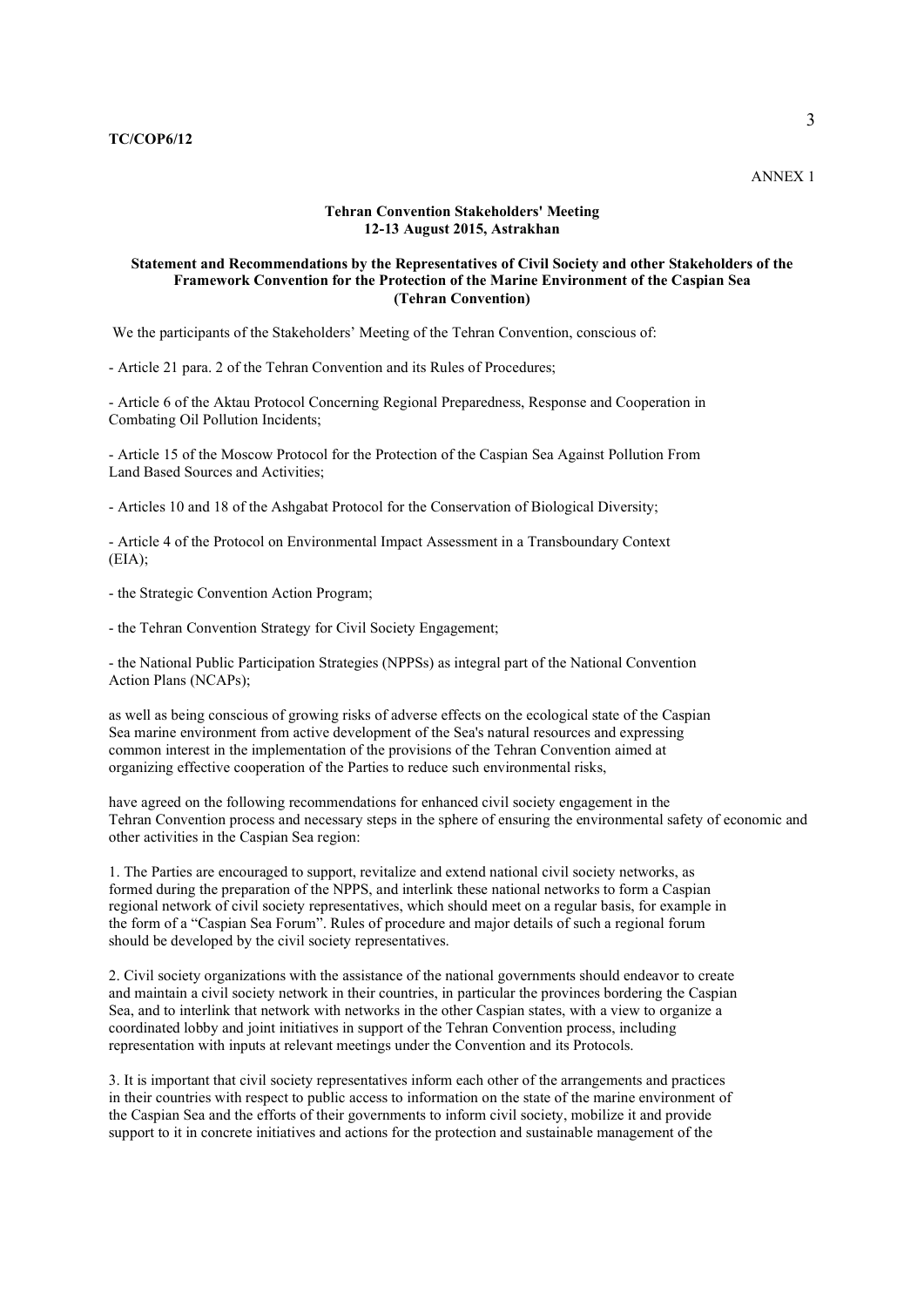ANNEX 1

**Tehran Convention Stakeholders' Meeting**
**12-13 August 2015, Astrakhan**

**Statement and Recommendations by the Representatives of Civil Society and other Stakeholders of the Framework Convention for the Protection of the Marine Environment of the Caspian Sea (Tehran Convention)**

We the participants of the Stakeholders' Meeting of the Tehran Convention, conscious of:

- Article 21 para. 2 of the Tehran Convention and its Rules of Procedures;

- Article 6 of the Aktau Protocol Concerning Regional Preparedness, Response and Cooperation in Combating Oil Pollution Incidents;

- Article 15 of the Moscow Protocol for the Protection of the Caspian Sea Against Pollution From Land Based Sources and Activities;

- Articles 10 and 18 of the Ashgabat Protocol for the Conservation of Biological Diversity;

- Article 4 of the Protocol on Environmental Impact Assessment in a Transboundary Context (EIA);

- the Strategic Convention Action Program;

- the Tehran Convention Strategy for Civil Society Engagement;

- the National Public Participation Strategies (NPPSs) as integral part of the National Convention Action Plans (NCAPs);

as well as being conscious of growing risks of adverse effects on the ecological state of the Caspian Sea marine environment from active development of the Sea's natural resources and expressing common interest in the implementation of the provisions of the Tehran Convention aimed at organizing effective cooperation of the Parties to reduce such environmental risks,

have agreed on the following recommendations for enhanced civil society engagement in the Tehran Convention process and necessary steps in the sphere of ensuring the environmental safety of economic and other activities in the Caspian Sea region:

1. The Parties are encouraged to support, revitalize and extend national civil society networks, as formed during the preparation of the NPPS, and interlink these national networks to form a Caspian regional network of civil society representatives, which should meet on a regular basis, for example in the form of a "Caspian Sea Forum". Rules of procedure and major details of such a regional forum should be developed by the civil society representatives.

2. Civil society organizations with the assistance of the national governments should endeavor to create and maintain a civil society network in their countries, in particular the provinces bordering the Caspian Sea, and to interlink that network with networks in the other Caspian states, with a view to organize a coordinated lobby and joint initiatives in support of the Tehran Convention process, including representation with inputs at relevant meetings under the Convention and its Protocols.

3. It is important that civil society representatives inform each other of the arrangements and practices in their countries with respect to public access to information on the state of the marine environment of the Caspian Sea and the efforts of their governments to inform civil society, mobilize it and provide support to it in concrete initiatives and actions for the protection and sustainable management of the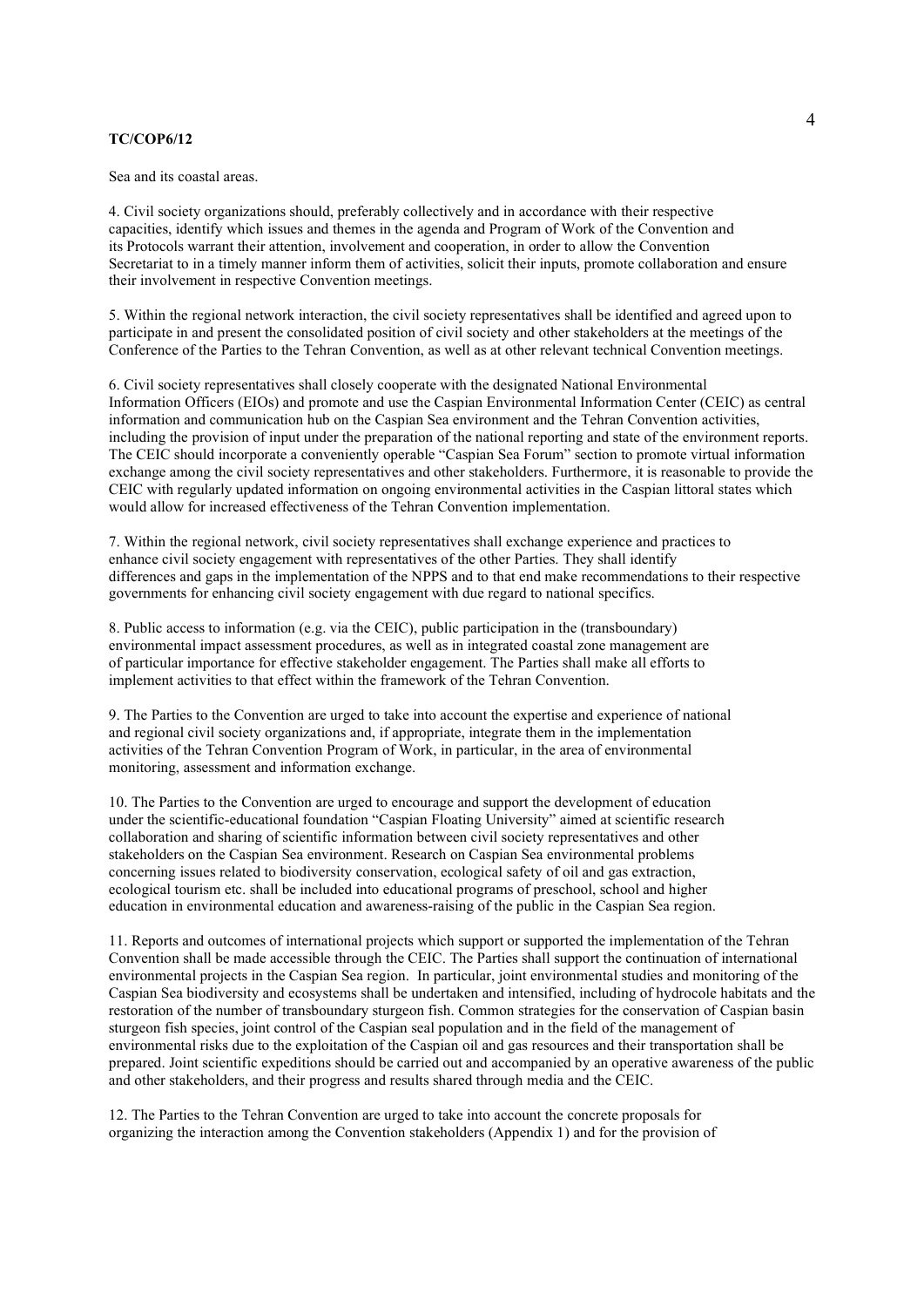Sea and its coastal areas.

4. Civil society organizations should, preferably collectively and in accordance with their respective capacities, identify which issues and themes in the agenda and Program of Work of the Convention and its Protocols warrant their attention, involvement and cooperation, in order to allow the Convention Secretariat to in a timely manner inform them of activities, solicit their inputs, promote collaboration and ensure their involvement in respective Convention meetings.

5. Within the regional network interaction, the civil society representatives shall be identified and agreed upon to participate in and present the consolidated position of civil society and other stakeholders at the meetings of the Conference of the Parties to the Tehran Convention, as well as at other relevant technical Convention meetings.

6. Civil society representatives shall closely cooperate with the designated National Environmental Information Officers (EIOs) and promote and use the Caspian Environmental Information Center (CEIC) as central information and communication hub on the Caspian Sea environment and the Tehran Convention activities, including the provision of input under the preparation of the national reporting and state of the environment reports. The CEIC should incorporate a conveniently operable "Caspian Sea Forum" section to promote virtual information exchange among the civil society representatives and other stakeholders. Furthermore, it is reasonable to provide the CEIC with regularly updated information on ongoing environmental activities in the Caspian littoral states which would allow for increased effectiveness of the Tehran Convention implementation.

7. Within the regional network, civil society representatives shall exchange experience and practices to enhance civil society engagement with representatives of the other Parties. They shall identify differences and gaps in the implementation of the NPPS and to that end make recommendations to their respective governments for enhancing civil society engagement with due regard to national specifics.

8. Public access to information (e.g. via the CEIC), public participation in the (transboundary) environmental impact assessment procedures, as well as in integrated coastal zone management are of particular importance for effective stakeholder engagement. The Parties shall make all efforts to implement activities to that effect within the framework of the Tehran Convention.

9. The Parties to the Convention are urged to take into account the expertise and experience of national and regional civil society organizations and, if appropriate, integrate them in the implementation activities of the Tehran Convention Program of Work, in particular, in the area of environmental monitoring, assessment and information exchange.

10. The Parties to the Convention are urged to encourage and support the development of education under the scientific-educational foundation "Caspian Floating University" aimed at scientific research collaboration and sharing of scientific information between civil society representatives and other stakeholders on the Caspian Sea environment. Research on Caspian Sea environmental problems concerning issues related to biodiversity conservation, ecological safety of oil and gas extraction, ecological tourism etc. shall be included into educational programs of preschool, school and higher education in environmental education and awareness-raising of the public in the Caspian Sea region.

11. Reports and outcomes of international projects which support or supported the implementation of the Tehran Convention shall be made accessible through the CEIC. The Parties shall support the continuation of international environmental projects in the Caspian Sea region. In particular, joint environmental studies and monitoring of the Caspian Sea biodiversity and ecosystems shall be undertaken and intensified, including of hydrocole habitats and the restoration of the number of transboundary sturgeon fish. Common strategies for the conservation of Caspian basin sturgeon fish species, joint control of the Caspian seal population and in the field of the management of environmental risks due to the exploitation of the Caspian oil and gas resources and their transportation shall be prepared. Joint scientific expeditions should be carried out and accompanied by an operative awareness of the public and other stakeholders, and their progress and results shared through media and the CEIC.

12. The Parties to the Tehran Convention are urged to take into account the concrete proposals for organizing the interaction among the Convention stakeholders (Appendix 1) and for the provision of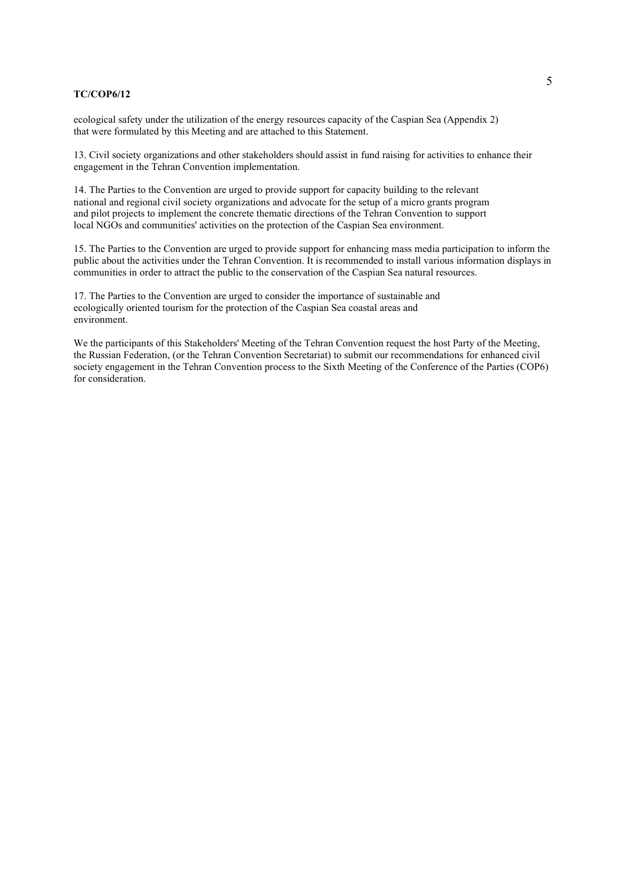ecological safety under the utilization of the energy resources capacity of the Caspian Sea (Appendix 2) that were formulated by this Meeting and are attached to this Statement.

13. Civil society organizations and other stakeholders should assist in fund raising for activities to enhance their engagement in the Tehran Convention implementation.

14. The Parties to the Convention are urged to provide support for capacity building to the relevant national and regional civil society organizations and advocate for the setup of a micro grants program and pilot projects to implement the concrete thematic directions of the Tehran Convention to support local NGOs and communities' activities on the protection of the Caspian Sea environment.

15. The Parties to the Convention are urged to provide support for enhancing mass media participation to inform the public about the activities under the Tehran Convention. It is recommended to install various information displays in communities in order to attract the public to the conservation of the Caspian Sea natural resources.

17. The Parties to the Convention are urged to consider the importance of sustainable and ecologically oriented tourism for the protection of the Caspian Sea coastal areas and environment.

We the participants of this Stakeholders' Meeting of the Tehran Convention request the host Party of the Meeting, the Russian Federation, (or the Tehran Convention Secretariat) to submit our recommendations for enhanced civil society engagement in the Tehran Convention process to the Sixth Meeting of the Conference of the Parties (COP6) for consideration.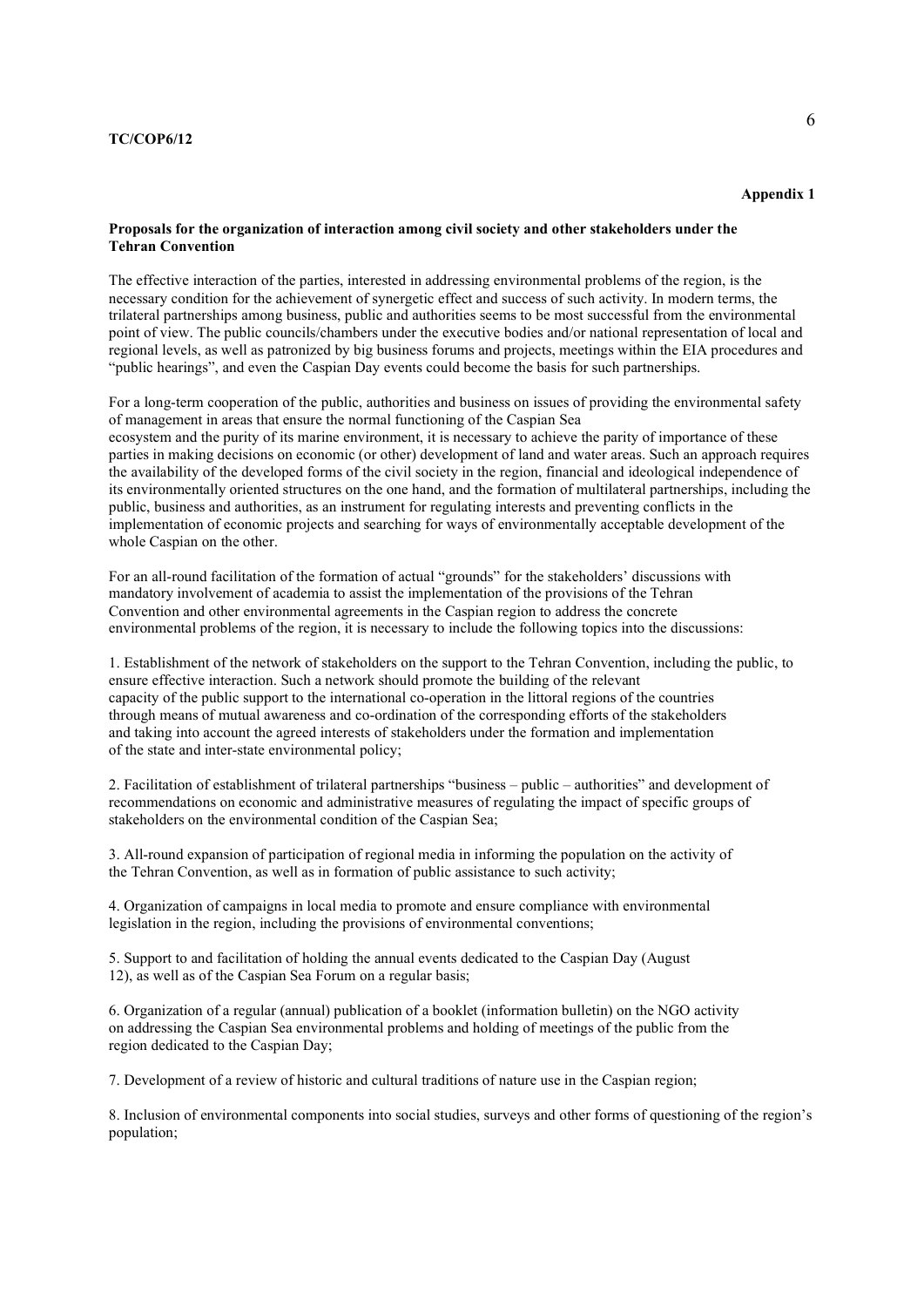**Appendix 1**

**Proposals for the organization of interaction among civil society and other stakeholders under the Tehran Convention**

The effective interaction of the parties, interested in addressing environmental problems of the region, is the necessary condition for the achievement of synergetic effect and success of such activity. In modern terms, the trilateral partnerships among business, public and authorities seems to be most successful from the environmental point of view. The public councils/chambers under the executive bodies and/or national representation of local and regional levels, as well as patronized by big business forums and projects, meetings within the EIA procedures and "public hearings", and even the Caspian Day events could become the basis for such partnerships.

For a long-term cooperation of the public, authorities and business on issues of providing the environmental safety of management in areas that ensure the normal functioning of the Caspian Sea ecosystem and the purity of its marine environment, it is necessary to achieve the parity of importance of these parties in making decisions on economic (or other) development of land and water areas. Such an approach requires the availability of the developed forms of the civil society in the region, financial and ideological independence of its environmentally oriented structures on the one hand, and the formation of multilateral partnerships, including the public, business and authorities, as an instrument for regulating interests and preventing conflicts in the implementation of economic projects and searching for ways of environmentally acceptable development of the whole Caspian on the other.

For an all-round facilitation of the formation of actual "grounds" for the stakeholders' discussions with mandatory involvement of academia to assist the implementation of the provisions of the Tehran Convention and other environmental agreements in the Caspian region to address the concrete environmental problems of the region, it is necessary to include the following topics into the discussions:

1. Establishment of the network of stakeholders on the support to the Tehran Convention, including the public, to ensure effective interaction. Such a network should promote the building of the relevant capacity of the public support to the international co-operation in the littoral regions of the countries through means of mutual awareness and co-ordination of the corresponding efforts of the stakeholders and taking into account the agreed interests of stakeholders under the formation and implementation of the state and inter-state environmental policy;

2. Facilitation of establishment of trilateral partnerships "business – public – authorities" and development of recommendations on economic and administrative measures of regulating the impact of specific groups of stakeholders on the environmental condition of the Caspian Sea;

3. All-round expansion of participation of regional media in informing the population on the activity of the Tehran Convention, as well as in formation of public assistance to such activity;

4. Organization of campaigns in local media to promote and ensure compliance with environmental legislation in the region, including the provisions of environmental conventions;

5. Support to and facilitation of holding the annual events dedicated to the Caspian Day (August 12), as well as of the Caspian Sea Forum on a regular basis;

6. Organization of a regular (annual) publication of a booklet (information bulletin) on the NGO activity on addressing the Caspian Sea environmental problems and holding of meetings of the public from the region dedicated to the Caspian Day;

7. Development of a review of historic and cultural traditions of nature use in the Caspian region;

8. Inclusion of environmental components into social studies, surveys and other forms of questioning of the region's population;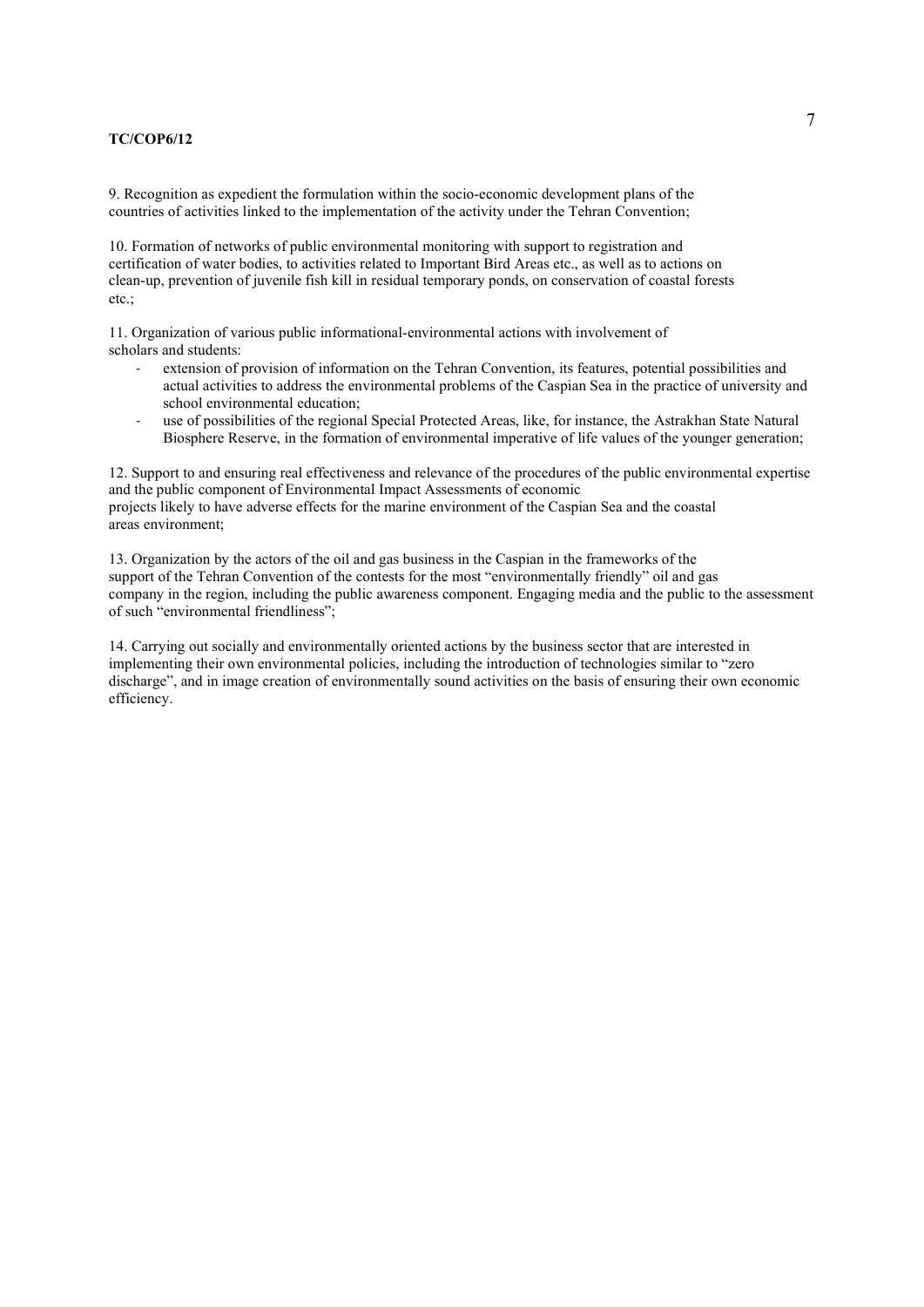9. Recognition as expedient the formulation within the socio-economic development plans of the countries of activities linked to the implementation of the activity under the Tehran Convention;

10. Formation of networks of public environmental monitoring with support to registration and certification of water bodies, to activities related to Important Bird Areas etc., as well as to actions on clean-up, prevention of juvenile fish kill in residual temporary ponds, on conservation of coastal forests etc.;

11. Organization of various public informational-environmental actions with involvement of scholars and students:

- extension of provision of information on the Tehran Convention, its features, potential possibilities and actual activities to address the environmental problems of the Caspian Sea in the practice of university and school environmental education;
- use of possibilities of the regional Special Protected Areas, like, for instance, the Astrakhan State Natural Biosphere Reserve, in the formation of environmental imperative of life values of the younger generation;

12. Support to and ensuring real effectiveness and relevance of the procedures of the public environmental expertise and the public component of Environmental Impact Assessments of economic projects likely to have adverse effects for the marine environment of the Caspian Sea and the coastal areas environment;

13. Organization by the actors of the oil and gas business in the Caspian in the frameworks of the support of the Tehran Convention of the contests for the most "environmentally friendly" oil and gas company in the region, including the public awareness component. Engaging media and the public to the assessment of such "environmental friendliness";

14. Carrying out socially and environmentally oriented actions by the business sector that are interested in implementing their own environmental policies, including the introduction of technologies similar to "zero discharge", and in image creation of environmentally sound activities on the basis of ensuring their own economic efficiency.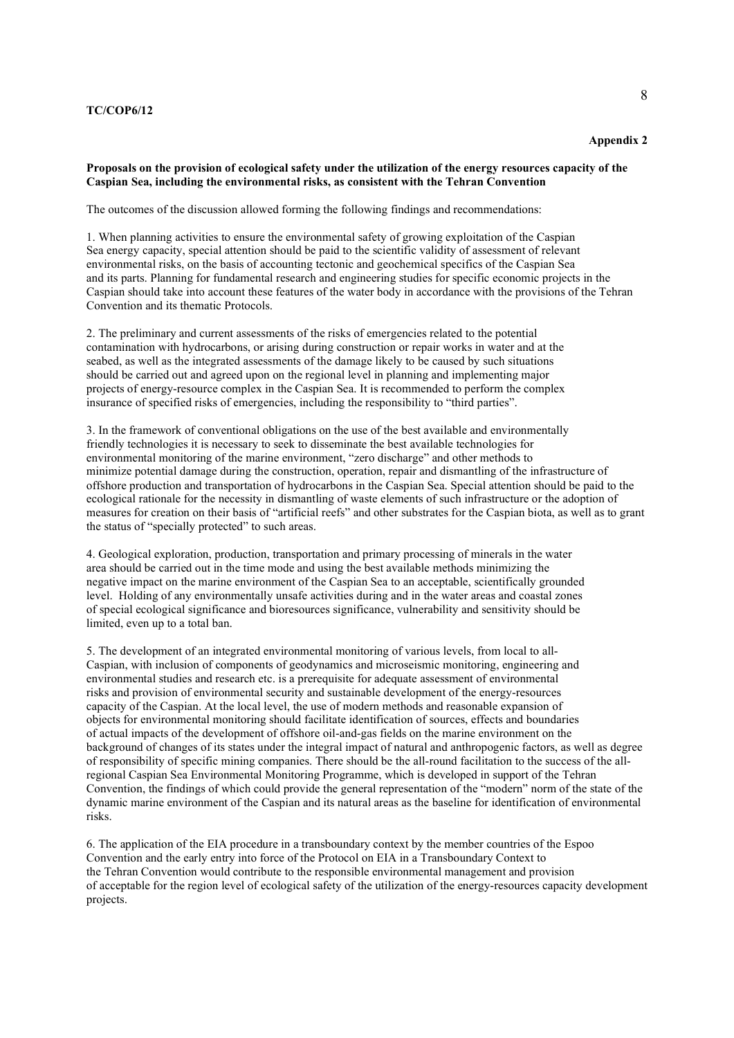**Appendix 2**

**Proposals on the provision of ecological safety under the utilization of the energy resources capacity of the Caspian Sea, including the environmental risks, as consistent with the Tehran Convention**

The outcomes of the discussion allowed forming the following findings and recommendations:

1. When planning activities to ensure the environmental safety of growing exploitation of the Caspian Sea energy capacity, special attention should be paid to the scientific validity of assessment of relevant environmental risks, on the basis of accounting tectonic and geochemical specifics of the Caspian Sea and its parts. Planning for fundamental research and engineering studies for specific economic projects in the Caspian should take into account these features of the water body in accordance with the provisions of the Tehran Convention and its thematic Protocols.

2. The preliminary and current assessments of the risks of emergencies related to the potential contamination with hydrocarbons, or arising during construction or repair works in water and at the seabed, as well as the integrated assessments of the damage likely to be caused by such situations should be carried out and agreed upon on the regional level in planning and implementing major projects of energy-resource complex in the Caspian Sea. It is recommended to perform the complex insurance of specified risks of emergencies, including the responsibility to "third parties".

3. In the framework of conventional obligations on the use of the best available and environmentally friendly technologies it is necessary to seek to disseminate the best available technologies for environmental monitoring of the marine environment, "zero discharge" and other methods to minimize potential damage during the construction, operation, repair and dismantling of the infrastructure of offshore production and transportation of hydrocarbons in the Caspian Sea. Special attention should be paid to the ecological rationale for the necessity in dismantling of waste elements of such infrastructure or the adoption of measures for creation on their basis of "artificial reefs" and other substrates for the Caspian biota, as well as to grant the status of "specially protected" to such areas.

4. Geological exploration, production, transportation and primary processing of minerals in the water area should be carried out in the time mode and using the best available methods minimizing the negative impact on the marine environment of the Caspian Sea to an acceptable, scientifically grounded level. Holding of any environmentally unsafe activities during and in the water areas and coastal zones of special ecological significance and bioresources significance, vulnerability and sensitivity should be limited, even up to a total ban.

5. The development of an integrated environmental monitoring of various levels, from local to all-Caspian, with inclusion of components of geodynamics and microseismic monitoring, engineering and environmental studies and research etc. is a prerequisite for adequate assessment of environmental risks and provision of environmental security and sustainable development of the energy-resources capacity of the Caspian. At the local level, the use of modern methods and reasonable expansion of objects for environmental monitoring should facilitate identification of sources, effects and boundaries of actual impacts of the development of offshore oil-and-gas fields on the marine environment on the background of changes of its states under the integral impact of natural and anthropogenic factors, as well as degree of responsibility of specific mining companies. There should be the all-round facilitation to the success of the all-regional Caspian Sea Environmental Monitoring Programme, which is developed in support of the Tehran Convention, the findings of which could provide the general representation of the "modern" norm of the state of the dynamic marine environment of the Caspian and its natural areas as the baseline for identification of environmental risks.

6. The application of the EIA procedure in a transboundary context by the member countries of the Espoo Convention and the early entry into force of the Protocol on EIA in a Transboundary Context to the Tehran Convention would contribute to the responsible environmental management and provision of acceptable for the region level of ecological safety of the utilization of the energy-resources capacity development projects.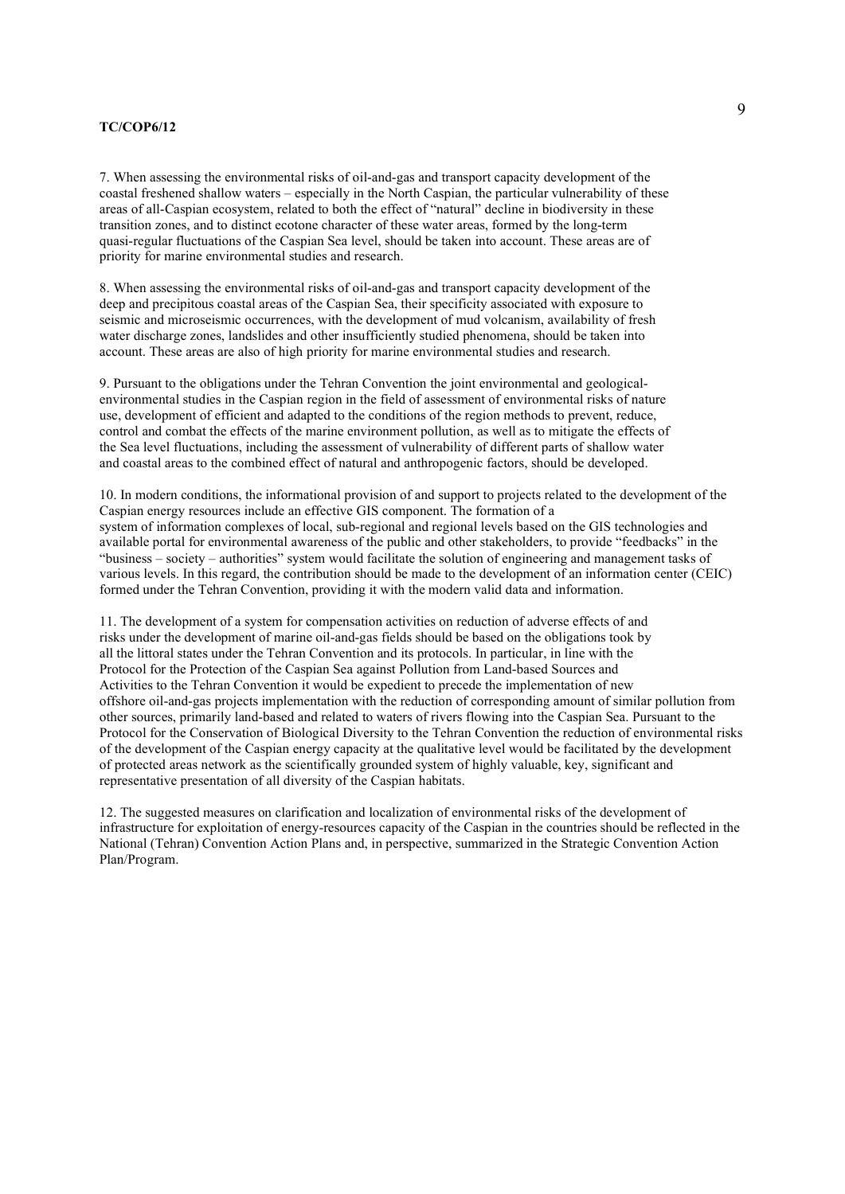7. When assessing the environmental risks of oil-and-gas and transport capacity development of the coastal freshened shallow waters – especially in the North Caspian, the particular vulnerability of these areas of all-Caspian ecosystem, related to both the effect of "natural" decline in biodiversity in these transition zones, and to distinct ecotone character of these water areas, formed by the long-term quasi-regular fluctuations of the Caspian Sea level, should be taken into account. These areas are of priority for marine environmental studies and research.

8. When assessing the environmental risks of oil-and-gas and transport capacity development of the deep and precipitous coastal areas of the Caspian Sea, their specificity associated with exposure to seismic and microseismic occurrences, with the development of mud volcanism, availability of fresh water discharge zones, landslides and other insufficiently studied phenomena, should be taken into account. These areas are also of high priority for marine environmental studies and research.

9. Pursuant to the obligations under the Tehran Convention the joint environmental and geological-environmental studies in the Caspian region in the field of assessment of environmental risks of nature use, development of efficient and adapted to the conditions of the region methods to prevent, reduce, control and combat the effects of the marine environment pollution, as well as to mitigate the effects of the Sea level fluctuations, including the assessment of vulnerability of different parts of shallow water and coastal areas to the combined effect of natural and anthropogenic factors, should be developed.

10. In modern conditions, the informational provision of and support to projects related to the development of the Caspian energy resources include an effective GIS component. The formation of a system of information complexes of local, sub-regional and regional levels based on the GIS technologies and available portal for environmental awareness of the public and other stakeholders, to provide "feedbacks" in the "business – society – authorities" system would facilitate the solution of engineering and management tasks of various levels. In this regard, the contribution should be made to the development of an information center (CEIC) formed under the Tehran Convention, providing it with the modern valid data and information.

11. The development of a system for compensation activities on reduction of adverse effects of and risks under the development of marine oil-and-gas fields should be based on the obligations took by all the littoral states under the Tehran Convention and its protocols. In particular, in line with the Protocol for the Protection of the Caspian Sea against Pollution from Land-based Sources and Activities to the Tehran Convention it would be expedient to precede the implementation of new offshore oil-and-gas projects implementation with the reduction of corresponding amount of similar pollution from other sources, primarily land-based and related to waters of rivers flowing into the Caspian Sea. Pursuant to the Protocol for the Conservation of Biological Diversity to the Tehran Convention the reduction of environmental risks of the development of the Caspian energy capacity at the qualitative level would be facilitated by the development of protected areas network as the scientifically grounded system of highly valuable, key, significant and representative presentation of all diversity of the Caspian habitats.

12. The suggested measures on clarification and localization of environmental risks of the development of infrastructure for exploitation of energy-resources capacity of the Caspian in the countries should be reflected in the National (Tehran) Convention Action Plans and, in perspective, summarized in the Strategic Convention Action Plan/Program.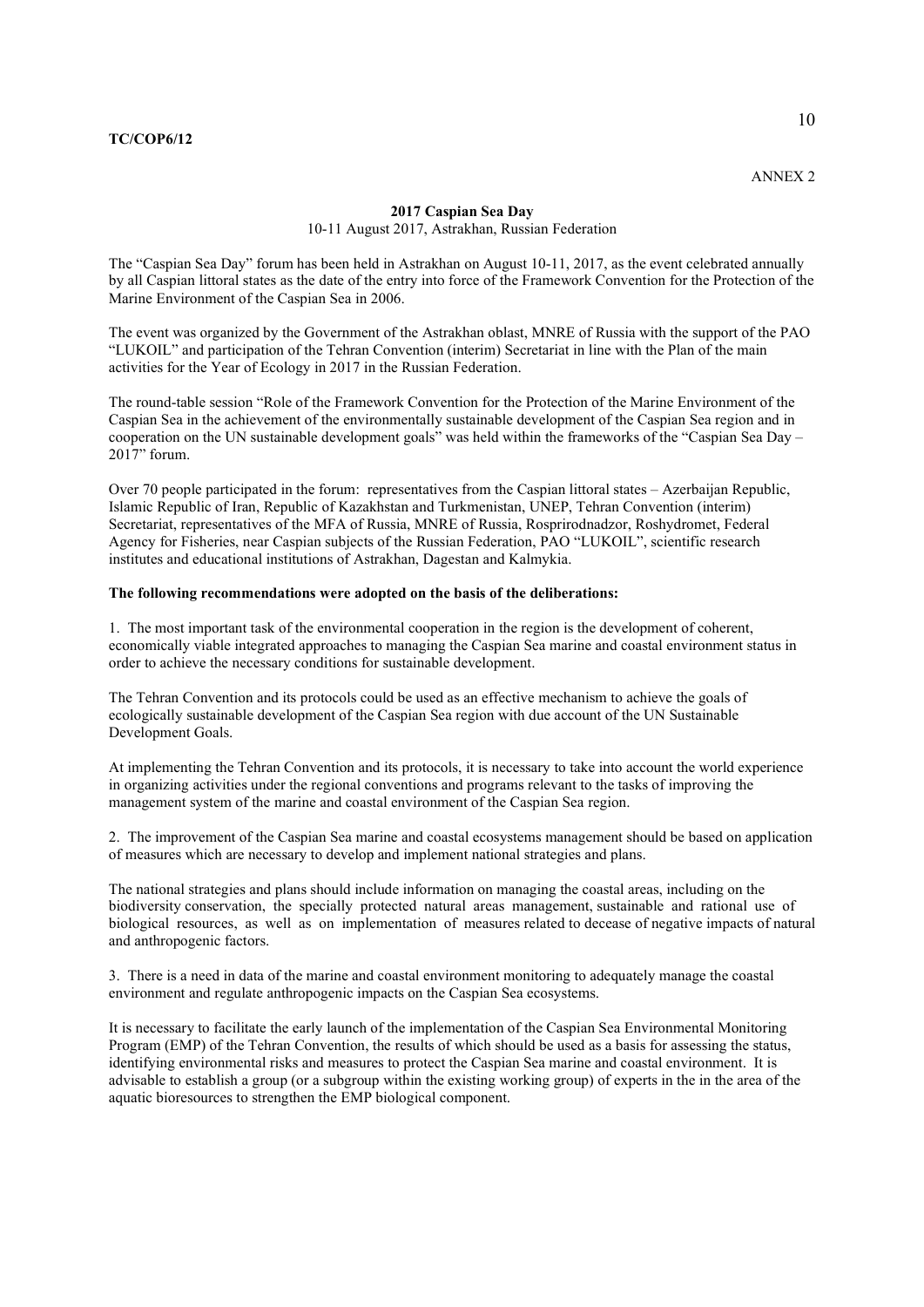ANNEX 2

## 2017 Caspian Sea Day

10-11 August 2017, Astrakhan, Russian Federation

The "Caspian Sea Day" forum has been held in Astrakhan on August 10-11, 2017, as the event celebrated annually by all Caspian littoral states as the date of the entry into force of the Framework Convention for the Protection of the Marine Environment of the Caspian Sea in 2006.

The event was organized by the Government of the Astrakhan oblast, MNRE of Russia with the support of the PAO "LUKOIL" and participation of the Tehran Convention (interim) Secretariat in line with the Plan of the main activities for the Year of Ecology in 2017 in the Russian Federation.

The round-table session "Role of the Framework Convention for the Protection of the Marine Environment of the Caspian Sea in the achievement of the environmentally sustainable development of the Caspian Sea region and in cooperation on the UN sustainable development goals" was held within the frameworks of the "Caspian Sea Day – 2017" forum.

Over 70 people participated in the forum: representatives from the Caspian littoral states – Azerbaijan Republic, Islamic Republic of Iran, Republic of Kazakhstan and Turkmenistan, UNEP, Tehran Convention (interim) Secretariat, representatives of the MFA of Russia, MNRE of Russia, Rosprirodnadzor, Roshydromet, Federal Agency for Fisheries, near Caspian subjects of the Russian Federation, PAO "LUKOIL", scientific research institutes and educational institutions of Astrakhan, Dagestan and Kalmykia.

**The following recommendations were adopted on the basis of the deliberations:**

1. The most important task of the environmental cooperation in the region is the development of coherent, economically viable integrated approaches to managing the Caspian Sea marine and coastal environment status in order to achieve the necessary conditions for sustainable development.

The Tehran Convention and its protocols could be used as an effective mechanism to achieve the goals of ecologically sustainable development of the Caspian Sea region with due account of the UN Sustainable Development Goals.

At implementing the Tehran Convention and its protocols, it is necessary to take into account the world experience in organizing activities under the regional conventions and programs relevant to the tasks of improving the management system of the marine and coastal environment of the Caspian Sea region.

2. The improvement of the Caspian Sea marine and coastal ecosystems management should be based on application of measures which are necessary to develop and implement national strategies and plans.

The national strategies and plans should include information on managing the coastal areas, including on the biodiversity conservation, the specially protected natural areas management, sustainable and rational use of biological resources, as well as on implementation of measures related to decease of negative impacts of natural and anthropogenic factors.

3. There is a need in data of the marine and coastal environment monitoring to adequately manage the coastal environment and regulate anthropogenic impacts on the Caspian Sea ecosystems.

It is necessary to facilitate the early launch of the implementation of the Caspian Sea Environmental Monitoring Program (EMP) of the Tehran Convention, the results of which should be used as a basis for assessing the status, identifying environmental risks and measures to protect the Caspian Sea marine and coastal environment. It is advisable to establish a group (or a subgroup within the existing working group) of experts in the in the area of the aquatic bioresources to strengthen the EMP biological component.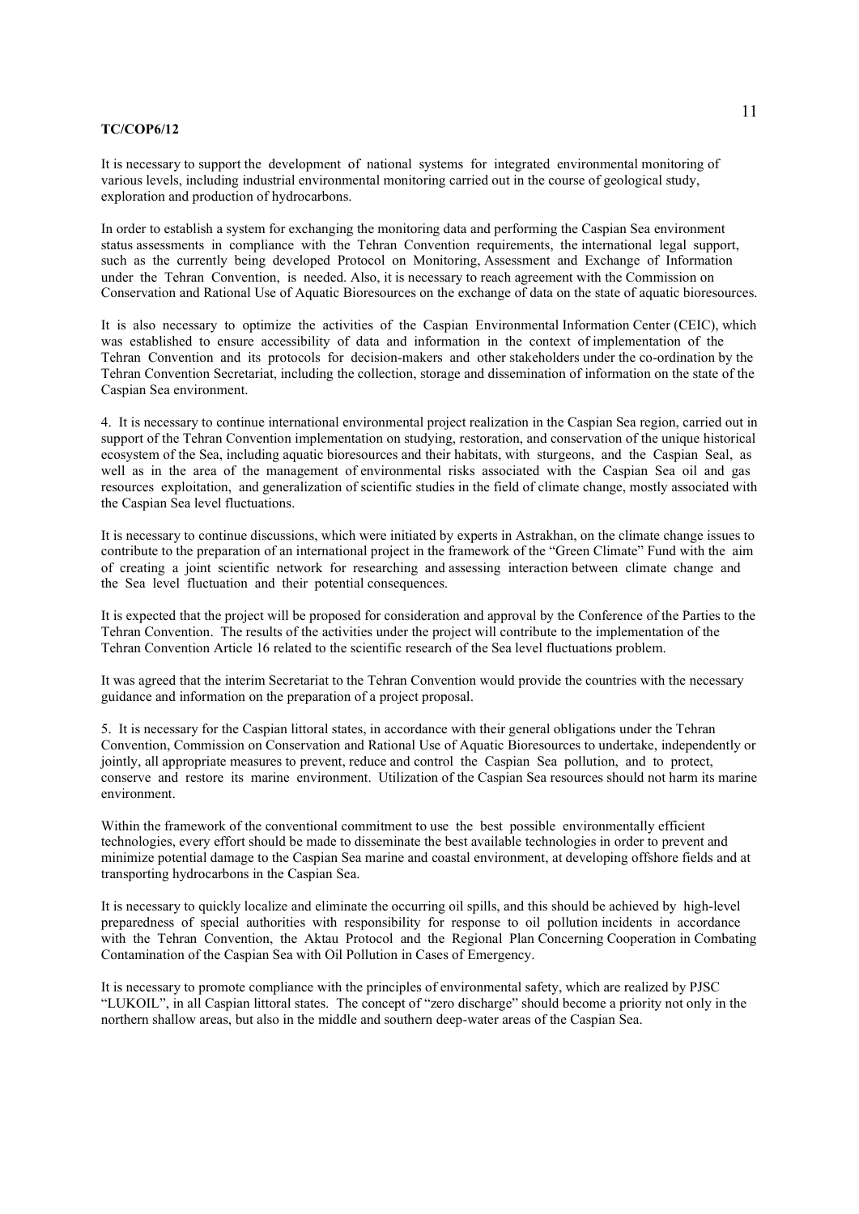It is necessary to support the development of national systems for integrated environmental monitoring of various levels, including industrial environmental monitoring carried out in the course of geological study, exploration and production of hydrocarbons.

In order to establish a system for exchanging the monitoring data and performing the Caspian Sea environment status assessments in compliance with the Tehran Convention requirements, the international legal support, such as the currently being developed Protocol on Monitoring, Assessment and Exchange of Information under the Tehran Convention, is needed. Also, it is necessary to reach agreement with the Commission on Conservation and Rational Use of Aquatic Bioresources on the exchange of data on the state of aquatic bioresources.

It is also necessary to optimize the activities of the Caspian Environmental Information Center (CEIC), which was established to ensure accessibility of data and information in the context of implementation of the Tehran Convention and its protocols for decision-makers and other stakeholders under the co-ordination by the Tehran Convention Secretariat, including the collection, storage and dissemination of information on the state of the Caspian Sea environment.

4. It is necessary to continue international environmental project realization in the Caspian Sea region, carried out in support of the Tehran Convention implementation on studying, restoration, and conservation of the unique historical ecosystem of the Sea, including aquatic bioresources and their habitats, with sturgeons, and the Caspian Seal, as well as in the area of the management of environmental risks associated with the Caspian Sea oil and gas resources exploitation, and generalization of scientific studies in the field of climate change, mostly associated with the Caspian Sea level fluctuations.

It is necessary to continue discussions, which were initiated by experts in Astrakhan, on the climate change issues to contribute to the preparation of an international project in the framework of the "Green Climate" Fund with the aim of creating a joint scientific network for researching and assessing interaction between climate change and the Sea level fluctuation and their potential consequences.

It is expected that the project will be proposed for consideration and approval by the Conference of the Parties to the Tehran Convention. The results of the activities under the project will contribute to the implementation of the Tehran Convention Article 16 related to the scientific research of the Sea level fluctuations problem.

It was agreed that the interim Secretariat to the Tehran Convention would provide the countries with the necessary guidance and information on the preparation of a project proposal.

5. It is necessary for the Caspian littoral states, in accordance with their general obligations under the Tehran Convention, Commission on Conservation and Rational Use of Aquatic Bioresources to undertake, independently or jointly, all appropriate measures to prevent, reduce and control the Caspian Sea pollution, and to protect, conserve and restore its marine environment. Utilization of the Caspian Sea resources should not harm its marine environment.

Within the framework of the conventional commitment to use the best possible environmentally efficient technologies, every effort should be made to disseminate the best available technologies in order to prevent and minimize potential damage to the Caspian Sea marine and coastal environment, at developing offshore fields and at transporting hydrocarbons in the Caspian Sea.

It is necessary to quickly localize and eliminate the occurring oil spills, and this should be achieved by high-level preparedness of special authorities with responsibility for response to oil pollution incidents in accordance with the Tehran Convention, the Aktau Protocol and the Regional Plan Concerning Cooperation in Combating Contamination of the Caspian Sea with Oil Pollution in Cases of Emergency.

It is necessary to promote compliance with the principles of environmental safety, which are realized by PJSC "LUKOIL", in all Caspian littoral states. The concept of "zero discharge" should become a priority not only in the northern shallow areas, but also in the middle and southern deep-water areas of the Caspian Sea.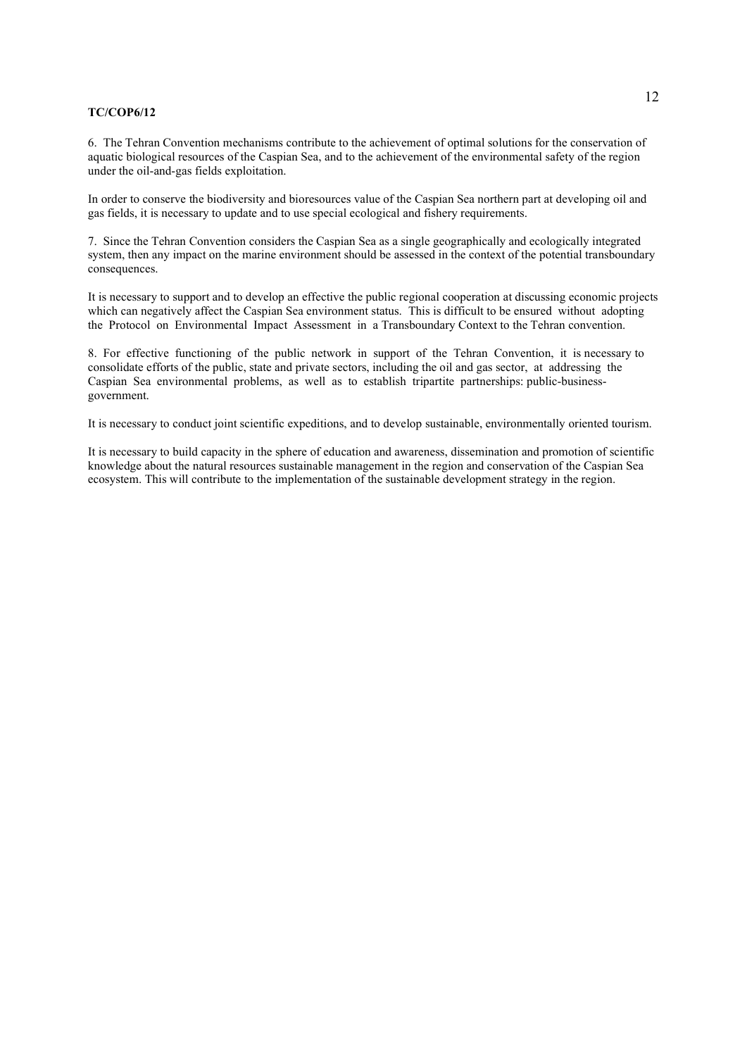6. The Tehran Convention mechanisms contribute to the achievement of optimal solutions for the conservation of aquatic biological resources of the Caspian Sea, and to the achievement of the environmental safety of the region under the oil-and-gas fields exploitation.

In order to conserve the biodiversity and bioresources value of the Caspian Sea northern part at developing oil and gas fields, it is necessary to update and to use special ecological and fishery requirements.

7. Since the Tehran Convention considers the Caspian Sea as a single geographically and ecologically integrated system, then any impact on the marine environment should be assessed in the context of the potential transboundary consequences.

It is necessary to support and to develop an effective the public regional cooperation at discussing economic projects which can negatively affect the Caspian Sea environment status. This is difficult to be ensured without adopting the Protocol on Environmental Impact Assessment in a Transboundary Context to the Tehran convention.

8. For effective functioning of the public network in support of the Tehran Convention, it is necessary to consolidate efforts of the public, state and private sectors, including the oil and gas sector, at addressing the Caspian Sea environmental problems, as well as to establish tripartite partnerships: public-business-government.

It is necessary to conduct joint scientific expeditions, and to develop sustainable, environmentally oriented tourism.

It is necessary to build capacity in the sphere of education and awareness, dissemination and promotion of scientific knowledge about the natural resources sustainable management in the region and conservation of the Caspian Sea ecosystem. This will contribute to the implementation of the sustainable development strategy in the region.